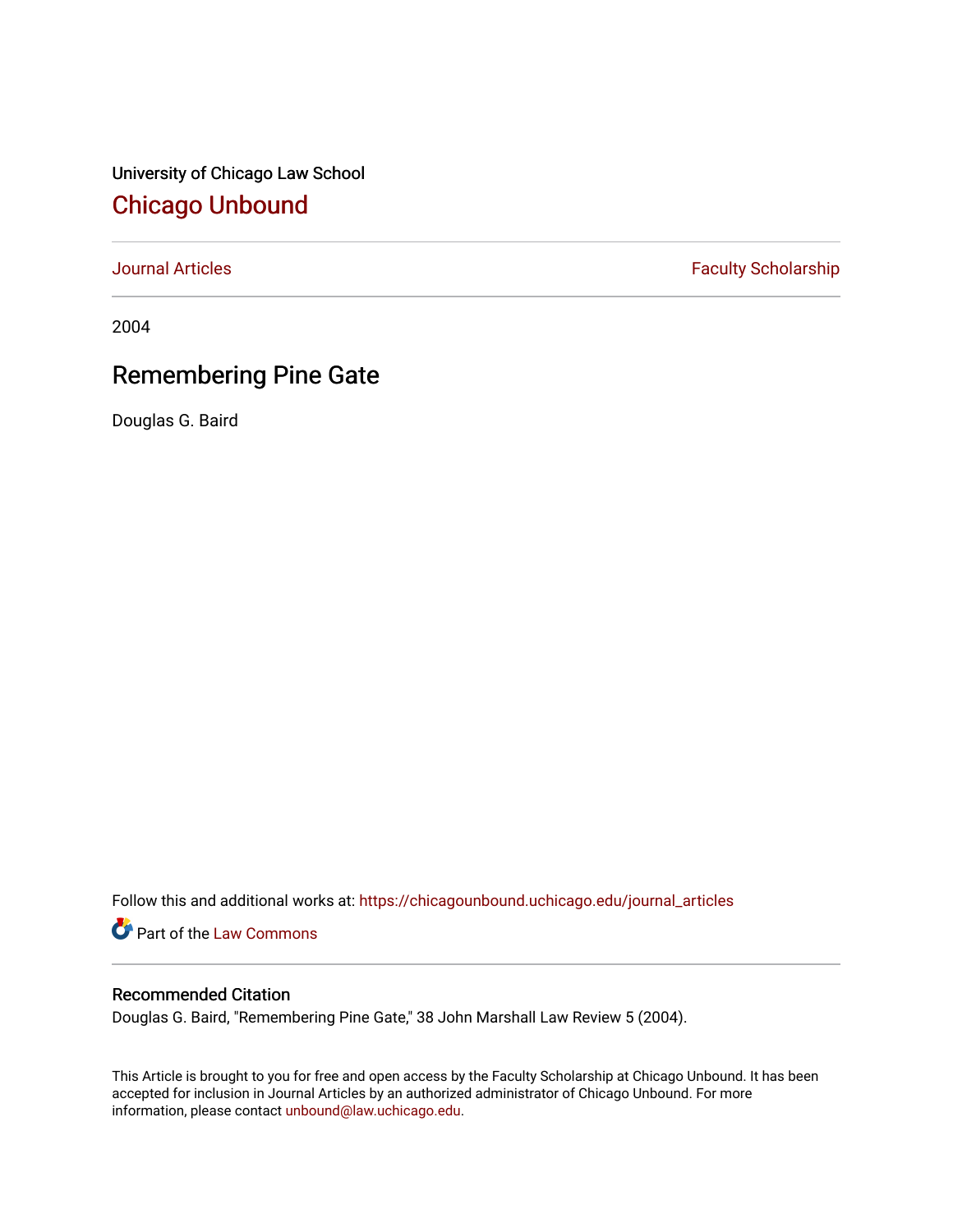University of Chicago Law School

## Chicago Unbound

Journal Articles | Faculty Scholarship

2004

# Remembering Pine Gate

Douglas G. Baird

Follow this and additional works at: https://chicagounbound.uchicago.edu/journal_articles

Part of the Law Commons

### Recommended Citation

Douglas G. Baird, "Remembering Pine Gate," 38 John Marshall Law Review 5 (2004).

This Article is brought to you for free and open access by the Faculty Scholarship at Chicago Unbound. It has been accepted for inclusion in Journal Articles by an authorized administrator of Chicago Unbound. For more information, please contact unbound@law.uchicago.edu.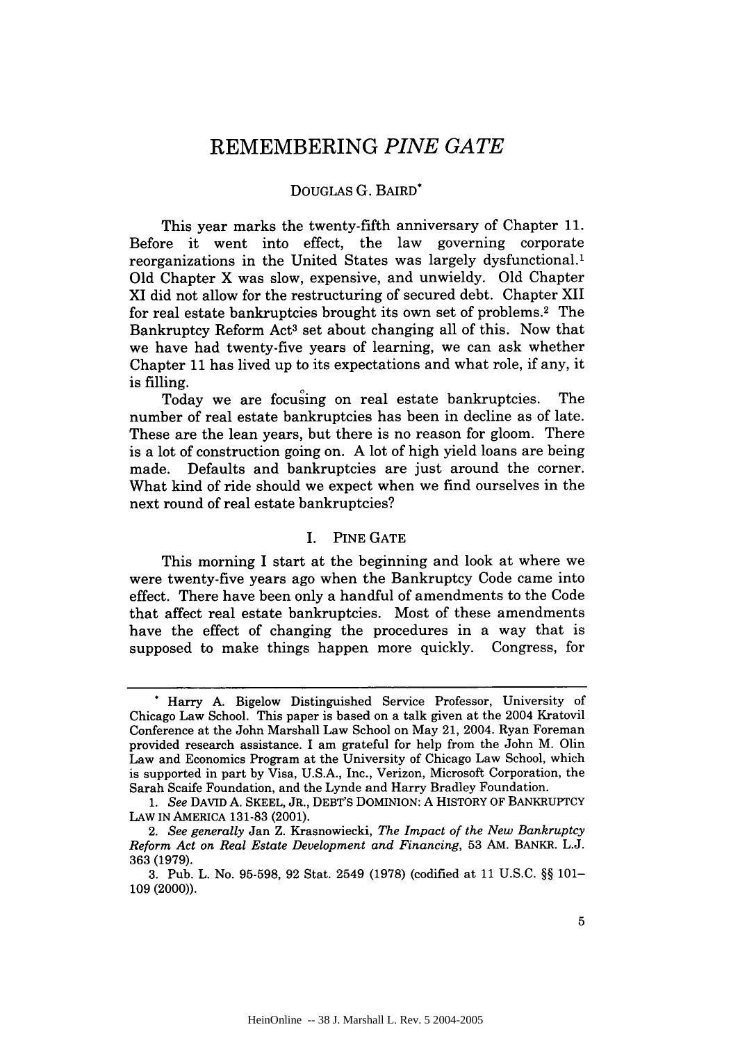# REMEMBERING *PINE GATE*

DOUGLAS G. BAIRD*

This year marks the twenty-fifth anniversary of Chapter 11. Before it went into effect, the law governing corporate reorganizations in the United States was largely dysfunctional.[1] Old Chapter X was slow, expensive, and unwieldy. Old Chapter XI did not allow for the restructuring of secured debt. Chapter XII for real estate bankruptcies brought its own set of problems.[2] The Bankruptcy Reform Act[3] set about changing all of this. Now that we have had twenty-five years of learning, we can ask whether Chapter 11 has lived up to its expectations and what role, if any, it is filling.

Today we are focusing on real estate bankruptcies. The number of real estate bankruptcies has been in decline as of late. These are the lean years, but there is no reason for gloom. There is a lot of construction going on. A lot of high yield loans are being made. Defaults and bankruptcies are just around the corner. What kind of ride should we expect when we find ourselves in the next round of real estate bankruptcies?

## I. PINE GATE

This morning I start at the beginning and look at where we were twenty-five years ago when the Bankruptcy Code came into effect. There have been only a handful of amendments to the Code that affect real estate bankruptcies. Most of these amendments have the effect of changing the procedures in a way that is supposed to make things happen more quickly. Congress, for

---

\* Harry A. Bigelow Distinguished Service Professor, University of Chicago Law School. This paper is based on a talk given at the 2004 Kratovil Conference at the John Marshall Law School on May 21, 2004. Ryan Foreman provided research assistance. I am grateful for help from the John M. Olin Law and Economics Program at the University of Chicago Law School, which is supported in part by Visa, U.S.A., Inc., Verizon, Microsoft Corporation, the Sarah Scaife Foundation, and the Lynde and Harry Bradley Foundation.

1. *See* DAVID A. SKEEL, JR., DEBT'S DOMINION: A HISTORY OF BANKRUPTCY LAW IN AMERICA 131-83 (2001).

2. *See generally* Jan Z. Krasnowiecki, *The Impact of the New Bankruptcy Reform Act on Real Estate Development and Financing*, 53 AM. BANKR. L.J. 363 (1979).

3. Pub. L. No. 95-598, 92 Stat. 2549 (1978) (codified at 11 U.S.C. §§ 101–109 (2000)).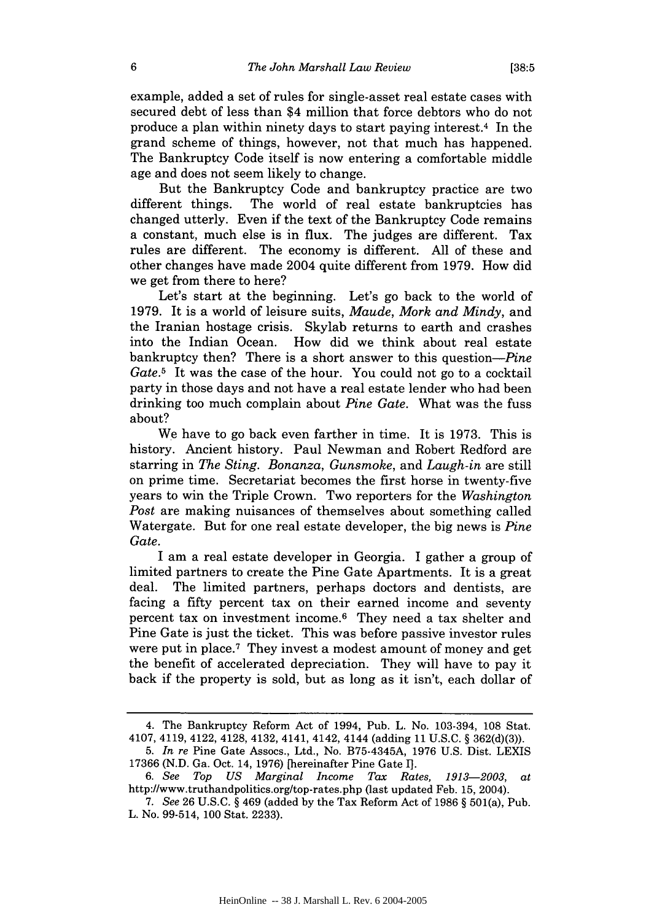example, added a set of rules for single-asset real estate cases with secured debt of less than $4 million that force debtors who do not produce a plan within ninety days to start paying interest.[4] In the grand scheme of things, however, not that much has happened. The Bankruptcy Code itself is now entering a comfortable middle age and does not seem likely to change.

But the Bankruptcy Code and bankruptcy practice are two different things. The world of real estate bankruptcies has changed utterly. Even if the text of the Bankruptcy Code remains a constant, much else is in flux. The judges are different. Tax rules are different. The economy is different. All of these and other changes have made 2004 quite different from 1979. How did we get from there to here?

Let's start at the beginning. Let's go back to the world of 1979. It is a world of leisure suits, *Maude*, *Mork and Mindy*, and the Iranian hostage crisis. Skylab returns to earth and crashes into the Indian Ocean. How did we think about real estate bankruptcy then? There is a short answer to this question—*Pine Gate*.[5] It was the case of the hour. You could not go to a cocktail party in those days and not have a real estate lender who had been drinking too much complain about *Pine Gate*. What was the fuss about?

We have to go back even farther in time. It is 1973. This is history. Ancient history. Paul Newman and Robert Redford are starring in *The Sting*. *Bonanza*, *Gunsmoke*, and *Laugh-in* are still on prime time. Secretariat becomes the first horse in twenty-five years to win the Triple Crown. Two reporters for the *Washington Post* are making nuisances of themselves about something called Watergate. But for one real estate developer, the big news is *Pine Gate*.

I am a real estate developer in Georgia. I gather a group of limited partners to create the Pine Gate Apartments. It is a great deal. The limited partners, perhaps doctors and dentists, are facing a fifty percent tax on their earned income and seventy percent tax on investment income.[6] They need a tax shelter and Pine Gate is just the ticket. This was before passive investor rules were put in place.[7] They invest a modest amount of money and get the benefit of accelerated depreciation. They will have to pay it back if the property is sold, but as long as it isn't, each dollar of

---

4. The Bankruptcy Reform Act of 1994, Pub. L. No. 103-394, 108 Stat. 4107, 4119, 4122, 4128, 4132, 4141, 4142, 4144 (adding 11 U.S.C. § 362(d)(3)).

5. *In re* Pine Gate Assocs., Ltd., No. B75-4345A, 1976 U.S. Dist. LEXIS 17366 (N.D. Ga. Oct. 14, 1976) [hereinafter Pine Gate I].

6. *See Top US Marginal Income Tax Rates, 1913—2003*, *at* http://www.truthandpolitics.org/top-rates.php (last updated Feb. 15, 2004).

7. *See* 26 U.S.C. § 469 (added by the Tax Reform Act of 1986 § 501(a), Pub. L. No. 99-514, 100 Stat. 2233).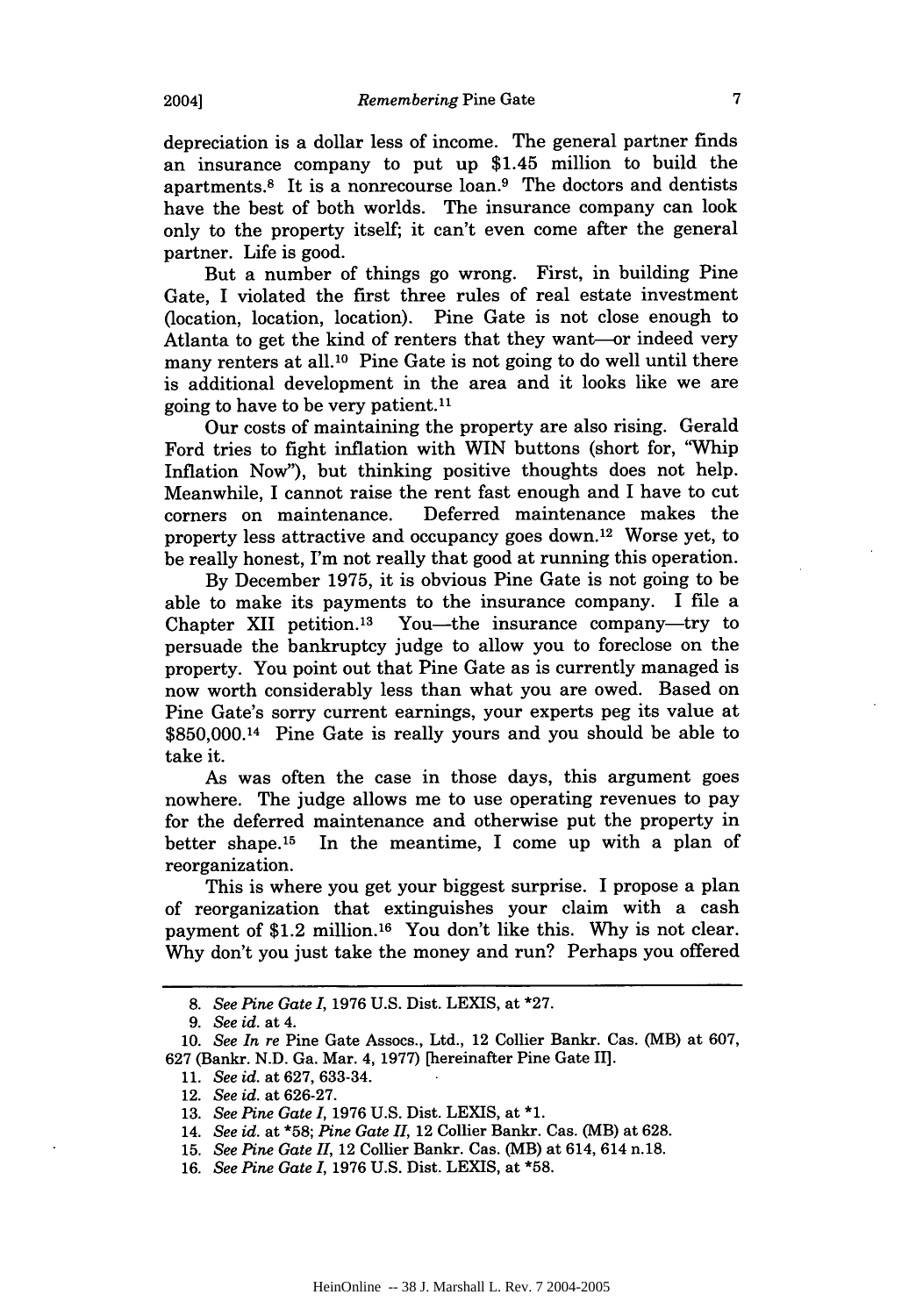depreciation is a dollar less of income. The general partner finds an insurance company to put up $1.45 million to build the apartments.[8] It is a nonrecourse loan.[9] The doctors and dentists have the best of both worlds. The insurance company can look only to the property itself; it can't even come after the general partner. Life is good.

But a number of things go wrong. First, in building Pine Gate, I violated the first three rules of real estate investment (location, location, location). Pine Gate is not close enough to Atlanta to get the kind of renters that they want—or indeed very many renters at all.[10] Pine Gate is not going to do well until there is additional development in the area and it looks like we are going to have to be very patient.[11]

Our costs of maintaining the property are also rising. Gerald Ford tries to fight inflation with WIN buttons (short for, "Whip Inflation Now"), but thinking positive thoughts does not help. Meanwhile, I cannot raise the rent fast enough and I have to cut corners on maintenance. Deferred maintenance makes the property less attractive and occupancy goes down.[12] Worse yet, to be really honest, I'm not really that good at running this operation.

By December 1975, it is obvious Pine Gate is not going to be able to make its payments to the insurance company. I file a Chapter XII petition.[13] You—the insurance company—try to persuade the bankruptcy judge to allow you to foreclose on the property. You point out that Pine Gate as is currently managed is now worth considerably less than what you are owed. Based on Pine Gate's sorry current earnings, your experts peg its value at $850,000.[14] Pine Gate is really yours and you should be able to take it.

As was often the case in those days, this argument goes nowhere. The judge allows me to use operating revenues to pay for the deferred maintenance and otherwise put the property in better shape.[15] In the meantime, I come up with a plan of reorganization.

This is where you get your biggest surprise. I propose a plan of reorganization that extinguishes your claim with a cash payment of $1.2 million.[16] You don't like this. Why is not clear. Why don't you just take the money and run? Perhaps you offered

---

8. *See Pine Gate I*, 1976 U.S. Dist. LEXIS, at *27.

9. *See id.* at 4.

10. *See In re* Pine Gate Assocs., Ltd., 12 Collier Bankr. Cas. (MB) at 607, 627 (Bankr. N.D. Ga. Mar. 4, 1977) [hereinafter Pine Gate II].

11. *See id.* at 627, 633-34.

12. *See id.* at 626-27.

13. *See Pine Gate I*, 1976 U.S. Dist. LEXIS, at *1.

14. *See id.* at *58; *Pine Gate II*, 12 Collier Bankr. Cas. (MB) at 628.

15. *See Pine Gate II*, 12 Collier Bankr. Cas. (MB) at 614, 614 n.18.

16. *See Pine Gate I*, 1976 U.S. Dist. LEXIS, at *58.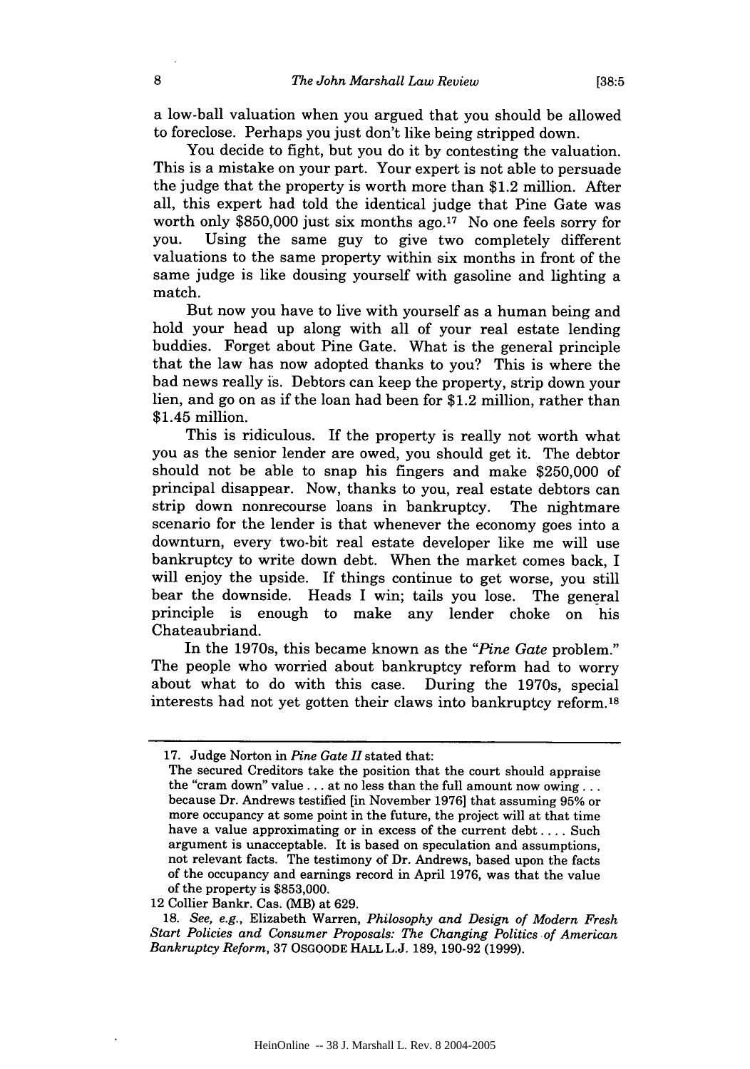a low-ball valuation when you argued that you should be allowed to foreclose. Perhaps you just don't like being stripped down.

You decide to fight, but you do it by contesting the valuation. This is a mistake on your part. Your expert is not able to persuade the judge that the property is worth more than $1.2 million. After all, this expert had told the identical judge that Pine Gate was worth only $850,000 just six months ago.[17] No one feels sorry for you. Using the same guy to give two completely different valuations to the same property within six months in front of the same judge is like dousing yourself with gasoline and lighting a match.

But now you have to live with yourself as a human being and hold your head up along with all of your real estate lending buddies. Forget about Pine Gate. What is the general principle that the law has now adopted thanks to you? This is where the bad news really is. Debtors can keep the property, strip down your lien, and go on as if the loan had been for $1.2 million, rather than $1.45 million.

This is ridiculous. If the property is really not worth what you as the senior lender are owed, you should get it. The debtor should not be able to snap his fingers and make $250,000 of principal disappear. Now, thanks to you, real estate debtors can strip down nonrecourse loans in bankruptcy. The nightmare scenario for the lender is that whenever the economy goes into a downturn, every two-bit real estate developer like me will use bankruptcy to write down debt. When the market comes back, I will enjoy the upside. If things continue to get worse, you still bear the downside. Heads I win; tails you lose. The general principle is enough to make any lender choke on his Chateaubriand.

In the 1970s, this became known as the "*Pine Gate* problem." The people who worried about bankruptcy reform had to worry about what to do with this case. During the 1970s, special interests had not yet gotten their claws into bankruptcy reform.[18]

---

17. Judge Norton in *Pine Gate II* stated that:

The secured Creditors take the position that the court should appraise the "cram down" value . . . at no less than the full amount now owing . . . because Dr. Andrews testified [in November 1976] that assuming 95% or more occupancy at some point in the future, the project will at that time have a value approximating or in excess of the current debt . . . . Such argument is unacceptable. It is based on speculation and assumptions, not relevant facts. The testimony of Dr. Andrews, based upon the facts of the occupancy and earnings record in April 1976, was that the value of the property is $853,000.

12 Collier Bankr. Cas. (MB) at 629.

18. *See, e.g.*, Elizabeth Warren, *Philosophy and Design of Modern Fresh Start Policies and Consumer Proposals: The Changing Politics of American Bankruptcy Reform*, 37 OSGOODE HALL L.J. 189, 190-92 (1999).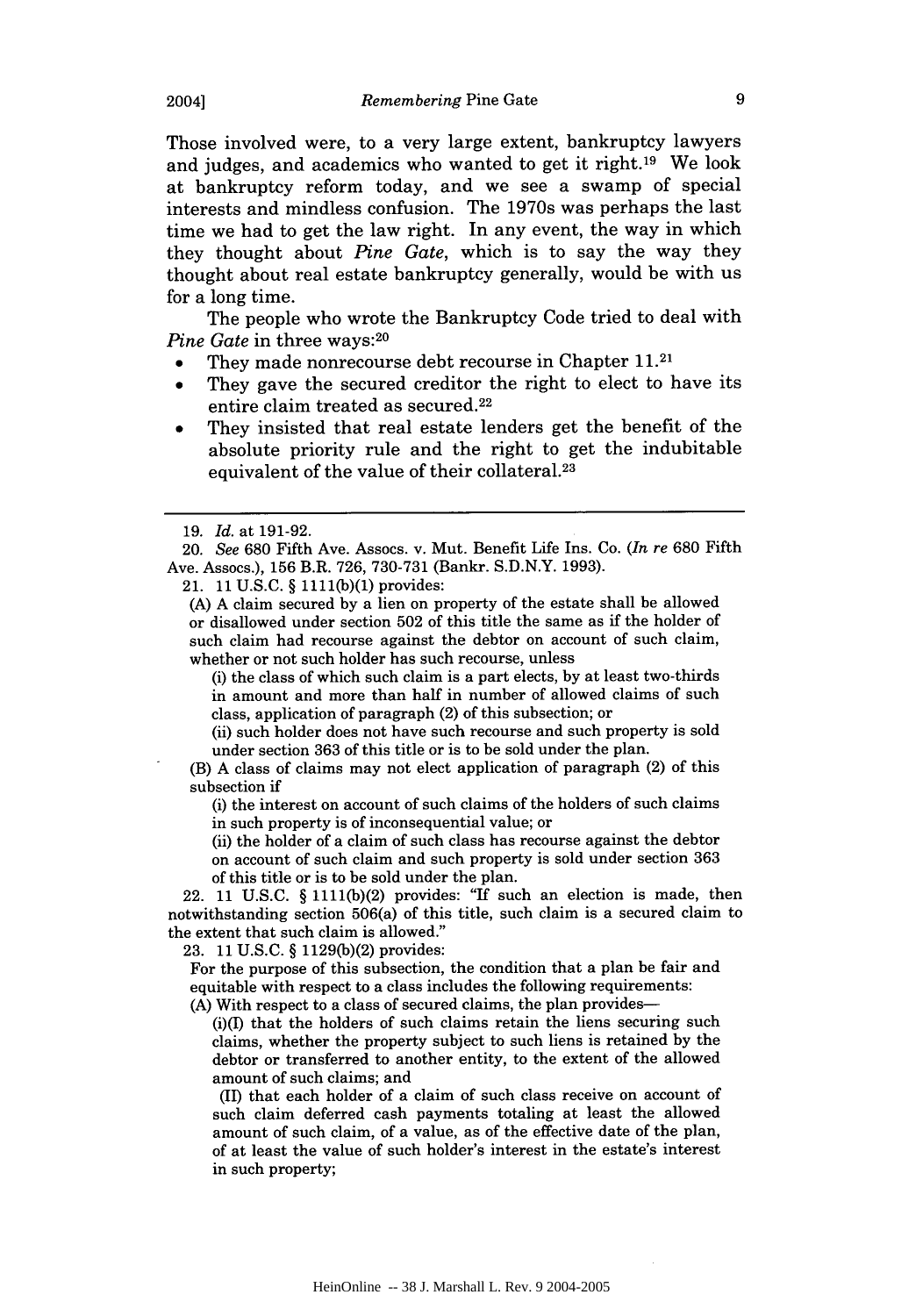Those involved were, to a very large extent, bankruptcy lawyers and judges, and academics who wanted to get it right.[19] We look at bankruptcy reform today, and we see a swamp of special interests and mindless confusion. The 1970s was perhaps the last time we had to get the law right. In any event, the way in which they thought about *Pine Gate*, which is to say the way they thought about real estate bankruptcy generally, would be with us for a long time.

The people who wrote the Bankruptcy Code tried to deal with *Pine Gate* in three ways:[20]

- They made nonrecourse debt recourse in Chapter 11.[21]
- They gave the secured creditor the right to elect to have its entire claim treated as secured.[22]
- They insisted that real estate lenders get the benefit of the absolute priority rule and the right to get the indubitable equivalent of the value of their collateral.[23]

---

19. *Id.* at 191-92.

20. *See* 680 Fifth Ave. Assocs. v. Mut. Benefit Life Ins. Co. (*In re* 680 Fifth Ave. Assocs.), 156 B.R. 726, 730-731 (Bankr. S.D.N.Y. 1993).

21. 11 U.S.C. § 1111(b)(1) provides:

(A) A claim secured by a lien on property of the estate shall be allowed or disallowed under section 502 of this title the same as if the holder of such claim had recourse against the debtor on account of such claim, whether or not such holder has such recourse, unless

(i) the class of which such claim is a part elects, by at least two-thirds in amount and more than half in number of allowed claims of such class, application of paragraph (2) of this subsection; or

(ii) such holder does not have such recourse and such property is sold under section 363 of this title or is to be sold under the plan.

(B) A class of claims may not elect application of paragraph (2) of this subsection if

(i) the interest on account of such claims of the holders of such claims in such property is of inconsequential value; or

(ii) the holder of a claim of such class has recourse against the debtor on account of such claim and such property is sold under section 363 of this title or is to be sold under the plan.

22. 11 U.S.C. § 1111(b)(2) provides: "If such an election is made, then notwithstanding section 506(a) of this title, such claim is a secured claim to the extent that such claim is allowed."

23. 11 U.S.C. § 1129(b)(2) provides:

For the purpose of this subsection, the condition that a plan be fair and equitable with respect to a class includes the following requirements:

(A) With respect to a class of secured claims, the plan provides—

(i)(I) that the holders of such claims retain the liens securing such claims, whether the property subject to such liens is retained by the debtor or transferred to another entity, to the extent of the allowed amount of such claims; and

(II) that each holder of a claim of such class receive on account of such claim deferred cash payments totaling at least the allowed amount of such claim, of a value, as of the effective date of the plan, of at least the value of such holder's interest in the estate's interest in such property;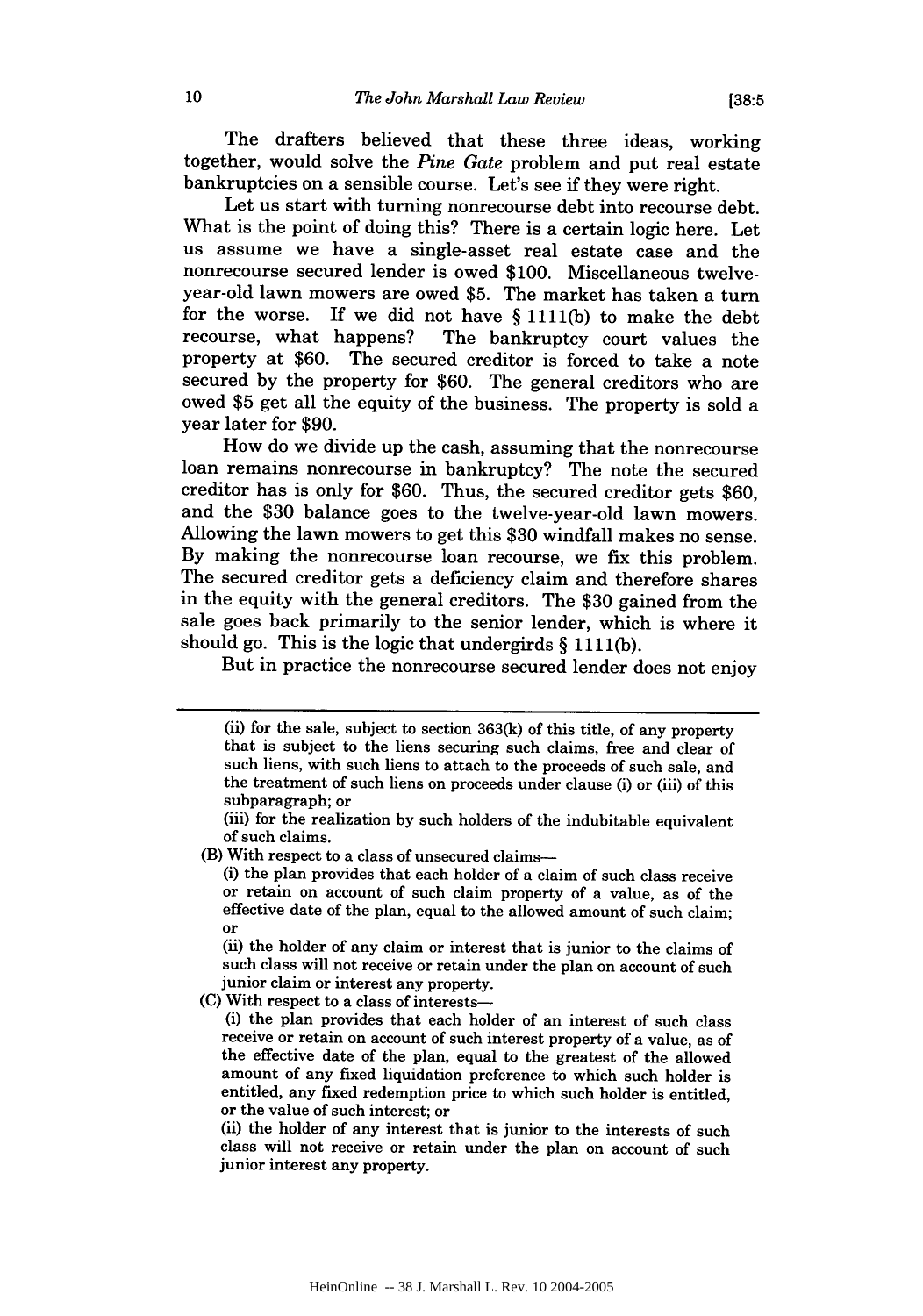The drafters believed that these three ideas, working together, would solve the *Pine Gate* problem and put real estate bankruptcies on a sensible course. Let's see if they were right.

Let us start with turning nonrecourse debt into recourse debt. What is the point of doing this? There is a certain logic here. Let us assume we have a single-asset real estate case and the nonrecourse secured lender is owed $100. Miscellaneous twelve-year-old lawn mowers are owed $5. The market has taken a turn for the worse. If we did not have § 1111(b) to make the debt recourse, what happens? The bankruptcy court values the property at $60. The secured creditor is forced to take a note secured by the property for $60. The general creditors who are owed $5 get all the equity of the business. The property is sold a year later for $90.

How do we divide up the cash, assuming that the nonrecourse loan remains nonrecourse in bankruptcy? The note the secured creditor has is only for $60. Thus, the secured creditor gets $60, and the $30 balance goes to the twelve-year-old lawn mowers. Allowing the lawn mowers to get this $30 windfall makes no sense. By making the nonrecourse loan recourse, we fix this problem. The secured creditor gets a deficiency claim and therefore shares in the equity with the general creditors. The $30 gained from the sale goes back primarily to the senior lender, which is where it should go. This is the logic that undergirds § 1111(b).

But in practice the nonrecourse secured lender does not enjoy

---

(ii) for the sale, subject to section 363(k) of this title, of any property that is subject to the liens securing such claims, free and clear of such liens, with such liens to attach to the proceeds of such sale, and the treatment of such liens on proceeds under clause (i) or (iii) of this subparagraph; or

(iii) for the realization by such holders of the indubitable equivalent of such claims.

(B) With respect to a class of unsecured claims—

(i) the plan provides that each holder of a claim of such class receive or retain on account of such claim property of a value, as of the effective date of the plan, equal to the allowed amount of such claim; or

(ii) the holder of any claim or interest that is junior to the claims of such class will not receive or retain under the plan on account of such junior claim or interest any property.

(C) With respect to a class of interests—

(i) the plan provides that each holder of an interest of such class receive or retain on account of such interest property of a value, as of the effective date of the plan, equal to the greatest of the allowed amount of any fixed liquidation preference to which such holder is entitled, any fixed redemption price to which such holder is entitled, or the value of such interest; or

(ii) the holder of any interest that is junior to the interests of such class will not receive or retain under the plan on account of such junior interest any property.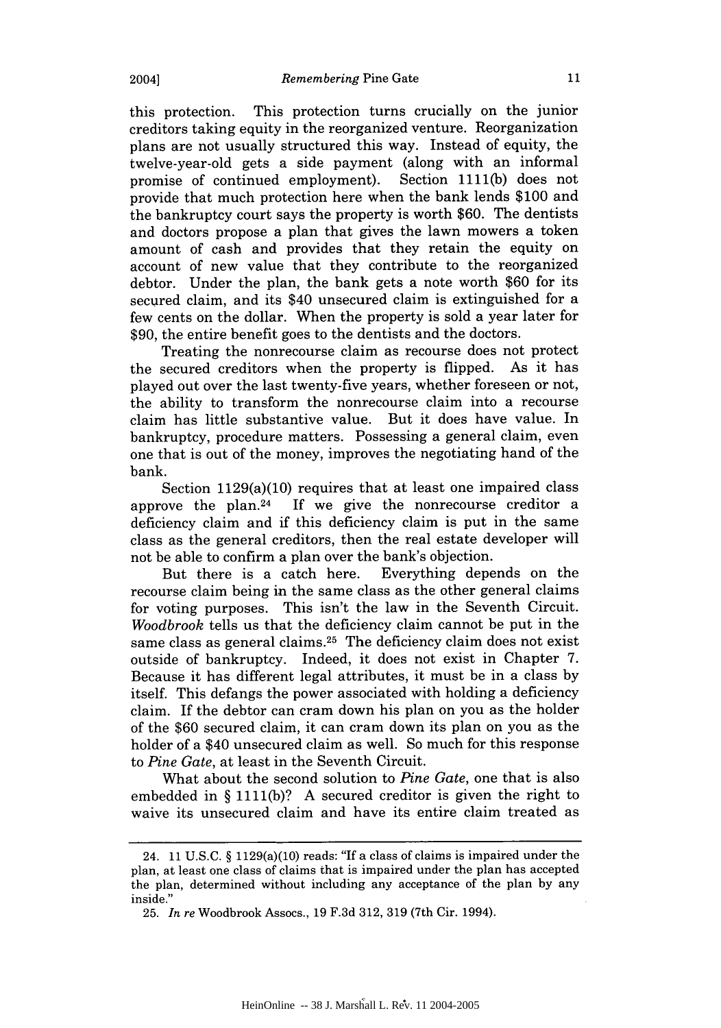this protection. This protection turns crucially on the junior creditors taking equity in the reorganized venture. Reorganization plans are not usually structured this way. Instead of equity, the twelve-year-old gets a side payment (along with an informal promise of continued employment). Section 1111(b) does not provide that much protection here when the bank lends $100 and the bankruptcy court says the property is worth $60. The dentists and doctors propose a plan that gives the lawn mowers a token amount of cash and provides that they retain the equity on account of new value that they contribute to the reorganized debtor. Under the plan, the bank gets a note worth $60 for its secured claim, and its $40 unsecured claim is extinguished for a few cents on the dollar. When the property is sold a year later for $90, the entire benefit goes to the dentists and the doctors.

Treating the nonrecourse claim as recourse does not protect the secured creditors when the property is flipped. As it has played out over the last twenty-five years, whether foreseen or not, the ability to transform the nonrecourse claim into a recourse claim has little substantive value. But it does have value. In bankruptcy, procedure matters. Possessing a general claim, even one that is out of the money, improves the negotiating hand of the bank.

Section 1129(a)(10) requires that at least one impaired class approve the plan.[24] If we give the nonrecourse creditor a deficiency claim and if this deficiency claim is put in the same class as the general creditors, then the real estate developer will not be able to confirm a plan over the bank's objection.

But there is a catch here. Everything depends on the recourse claim being in the same class as the other general claims for voting purposes. This isn't the law in the Seventh Circuit. *Woodbrook* tells us that the deficiency claim cannot be put in the same class as general claims.[25] The deficiency claim does not exist outside of bankruptcy. Indeed, it does not exist in Chapter 7. Because it has different legal attributes, it must be in a class by itself. This defangs the power associated with holding a deficiency claim. If the debtor can cram down his plan on you as the holder of the $60 secured claim, it can cram down its plan on you as the holder of a $40 unsecured claim as well. So much for this response to *Pine Gate*, at least in the Seventh Circuit.

What about the second solution to *Pine Gate*, one that is also embedded in § 1111(b)? A secured creditor is given the right to waive its unsecured claim and have its entire claim treated as

---

24. 11 U.S.C. § 1129(a)(10) reads: "If a class of claims is impaired under the plan, at least one class of claims that is impaired under the plan has accepted the plan, determined without including any acceptance of the plan by any inside."

25. *In re* Woodbrook Assocs., 19 F.3d 312, 319 (7th Cir. 1994).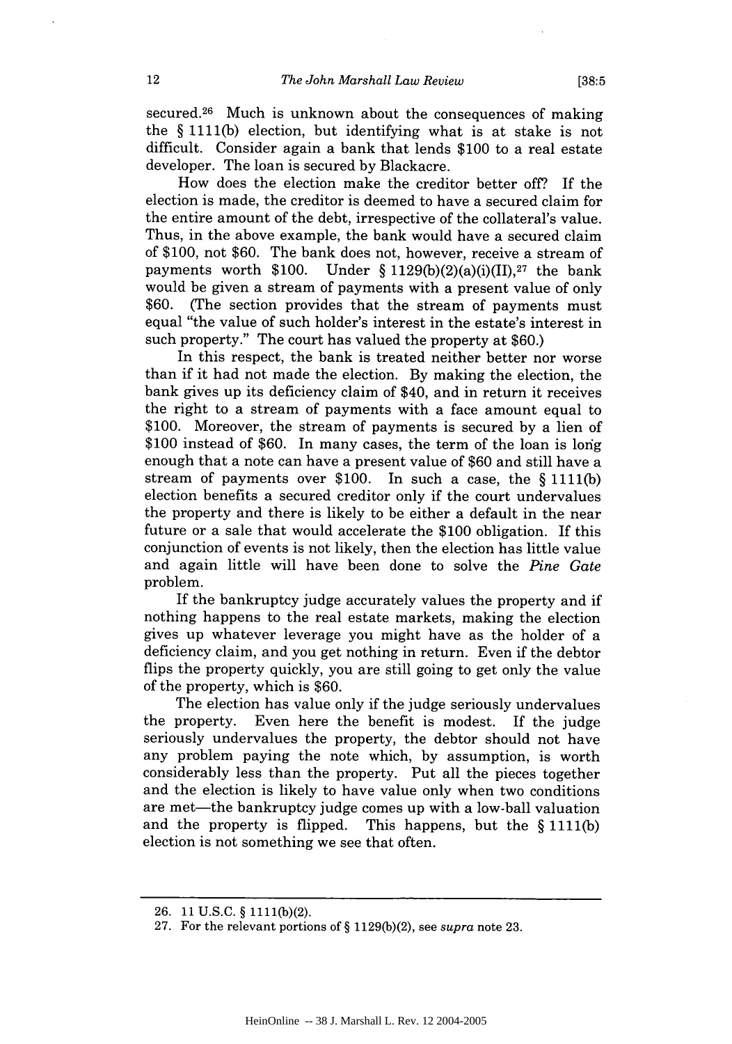secured.[26] Much is unknown about the consequences of making the § 1111(b) election, but identifying what is at stake is not difficult. Consider again a bank that lends $100 to a real estate developer. The loan is secured by Blackacre.

How does the election make the creditor better off? If the election is made, the creditor is deemed to have a secured claim for the entire amount of the debt, irrespective of the collateral's value. Thus, in the above example, the bank would have a secured claim of $100, not $60. The bank does not, however, receive a stream of payments worth $100. Under § 1129(b)(2)(a)(i)(II),[27] the bank would be given a stream of payments with a present value of only $60. (The section provides that the stream of payments must equal "the value of such holder's interest in the estate's interest in such property." The court has valued the property at $60.)

In this respect, the bank is treated neither better nor worse than if it had not made the election. By making the election, the bank gives up its deficiency claim of $40, and in return it receives the right to a stream of payments with a face amount equal to $100. Moreover, the stream of payments is secured by a lien of $100 instead of $60. In many cases, the term of the loan is long enough that a note can have a present value of $60 and still have a stream of payments over $100. In such a case, the § 1111(b) election benefits a secured creditor only if the court undervalues the property and there is likely to be either a default in the near future or a sale that would accelerate the $100 obligation. If this conjunction of events is not likely, then the election has little value and again little will have been done to solve the *Pine Gate* problem.

If the bankruptcy judge accurately values the property and if nothing happens to the real estate markets, making the election gives up whatever leverage you might have as the holder of a deficiency claim, and you get nothing in return. Even if the debtor flips the property quickly, you are still going to get only the value of the property, which is $60.

The election has value only if the judge seriously undervalues the property. Even here the benefit is modest. If the judge seriously undervalues the property, the debtor should not have any problem paying the note which, by assumption, is worth considerably less than the property. Put all the pieces together and the election is likely to have value only when two conditions are met—the bankruptcy judge comes up with a low-ball valuation and the property is flipped. This happens, but the § 1111(b) election is not something we see that often.

---

26. 11 U.S.C. § 1111(b)(2).

27. For the relevant portions of § 1129(b)(2), see *supra* note 23.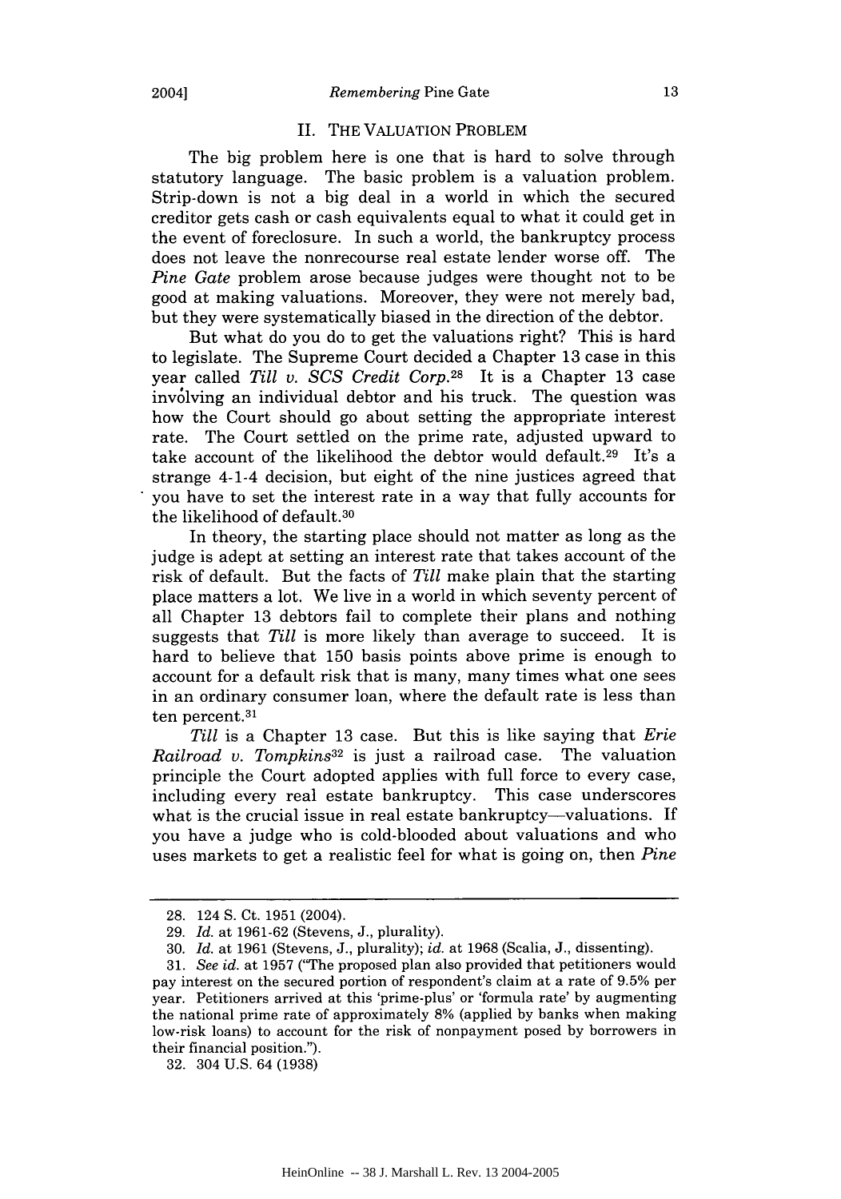## II. THE VALUATION PROBLEM

The big problem here is one that is hard to solve through statutory language. The basic problem is a valuation problem. Strip-down is not a big deal in a world in which the secured creditor gets cash or cash equivalents equal to what it could get in the event of foreclosure. In such a world, the bankruptcy process does not leave the nonrecourse real estate lender worse off. The *Pine Gate* problem arose because judges were thought not to be good at making valuations. Moreover, they were not merely bad, but they were systematically biased in the direction of the debtor.

But what do you do to get the valuations right? This is hard to legislate. The Supreme Court decided a Chapter 13 case in this year called *Till v. SCS Credit Corp.*[28] It is a Chapter 13 case involving an individual debtor and his truck. The question was how the Court should go about setting the appropriate interest rate. The Court settled on the prime rate, adjusted upward to take account of the likelihood the debtor would default.[29] It's a strange 4-1-4 decision, but eight of the nine justices agreed that you have to set the interest rate in a way that fully accounts for the likelihood of default.[30]

In theory, the starting place should not matter as long as the judge is adept at setting an interest rate that takes account of the risk of default. But the facts of *Till* make plain that the starting place matters a lot. We live in a world in which seventy percent of all Chapter 13 debtors fail to complete their plans and nothing suggests that *Till* is more likely than average to succeed. It is hard to believe that 150 basis points above prime is enough to account for a default risk that is many, many times what one sees in an ordinary consumer loan, where the default rate is less than ten percent.[31]

*Till* is a Chapter 13 case. But this is like saying that *Erie Railroad v. Tompkins*[32] is just a railroad case. The valuation principle the Court adopted applies with full force to every case, including every real estate bankruptcy. This case underscores what is the crucial issue in real estate bankruptcy—valuations. If you have a judge who is cold-blooded about valuations and who uses markets to get a realistic feel for what is going on, then *Pine*

---

28. 124 S. Ct. 1951 (2004).

29. *Id.* at 1961-62 (Stevens, J., plurality).

30. *Id.* at 1961 (Stevens, J., plurality); *id.* at 1968 (Scalia, J., dissenting).

31. *See id.* at 1957 ("The proposed plan also provided that petitioners would pay interest on the secured portion of respondent's claim at a rate of 9.5% per year. Petitioners arrived at this 'prime-plus' or 'formula rate' by augmenting the national prime rate of approximately 8% (applied by banks when making low-risk loans) to account for the risk of nonpayment posed by borrowers in their financial position.").

32. 304 U.S. 64 (1938)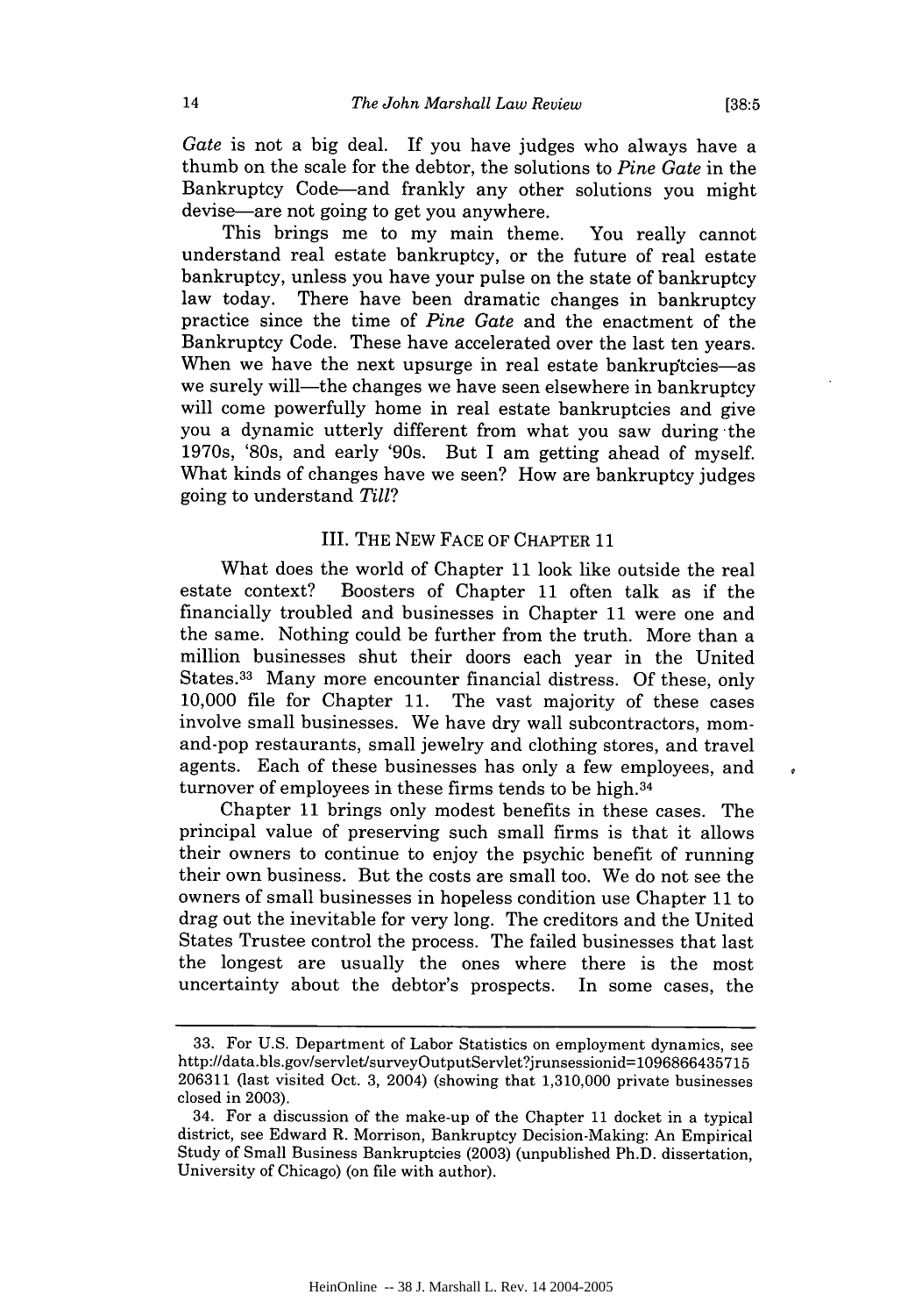*Gate* is not a big deal. If you have judges who always have a thumb on the scale for the debtor, the solutions to *Pine Gate* in the Bankruptcy Code—and frankly any other solutions you might devise—are not going to get you anywhere.

This brings me to my main theme. You really cannot understand real estate bankruptcy, or the future of real estate bankruptcy, unless you have your pulse on the state of bankruptcy law today. There have been dramatic changes in bankruptcy practice since the time of *Pine Gate* and the enactment of the Bankruptcy Code. These have accelerated over the last ten years. When we have the next upsurge in real estate bankruptcies—as we surely will—the changes we have seen elsewhere in bankruptcy will come powerfully home in real estate bankruptcies and give you a dynamic utterly different from what you saw during the 1970s, '80s, and early '90s. But I am getting ahead of myself. What kinds of changes have we seen? How are bankruptcy judges going to understand *Till*?

## III. THE NEW FACE OF CHAPTER 11

What does the world of Chapter 11 look like outside the real estate context? Boosters of Chapter 11 often talk as if the financially troubled and businesses in Chapter 11 were one and the same. Nothing could be further from the truth. More than a million businesses shut their doors each year in the United States.[33] Many more encounter financial distress. Of these, only 10,000 file for Chapter 11. The vast majority of these cases involve small businesses. We have dry wall subcontractors, mom-and-pop restaurants, small jewelry and clothing stores, and travel agents. Each of these businesses has only a few employees, and turnover of employees in these firms tends to be high.[34]

Chapter 11 brings only modest benefits in these cases. The principal value of preserving such small firms is that it allows their owners to continue to enjoy the psychic benefit of running their own business. But the costs are small too. We do not see the owners of small businesses in hopeless condition use Chapter 11 to drag out the inevitable for very long. The creditors and the United States Trustee control the process. The failed businesses that last the longest are usually the ones where there is the most uncertainty about the debtor's prospects. In some cases, the

---

33. For U.S. Department of Labor Statistics on employment dynamics, see http://data.bls.gov/servlet/surveyOutputServlet?jrunsessionid=1096866435715206311 (last visited Oct. 3, 2004) (showing that 1,310,000 private businesses closed in 2003).

34. For a discussion of the make-up of the Chapter 11 docket in a typical district, see Edward R. Morrison, Bankruptcy Decision-Making: An Empirical Study of Small Business Bankruptcies (2003) (unpublished Ph.D. dissertation, University of Chicago) (on file with author).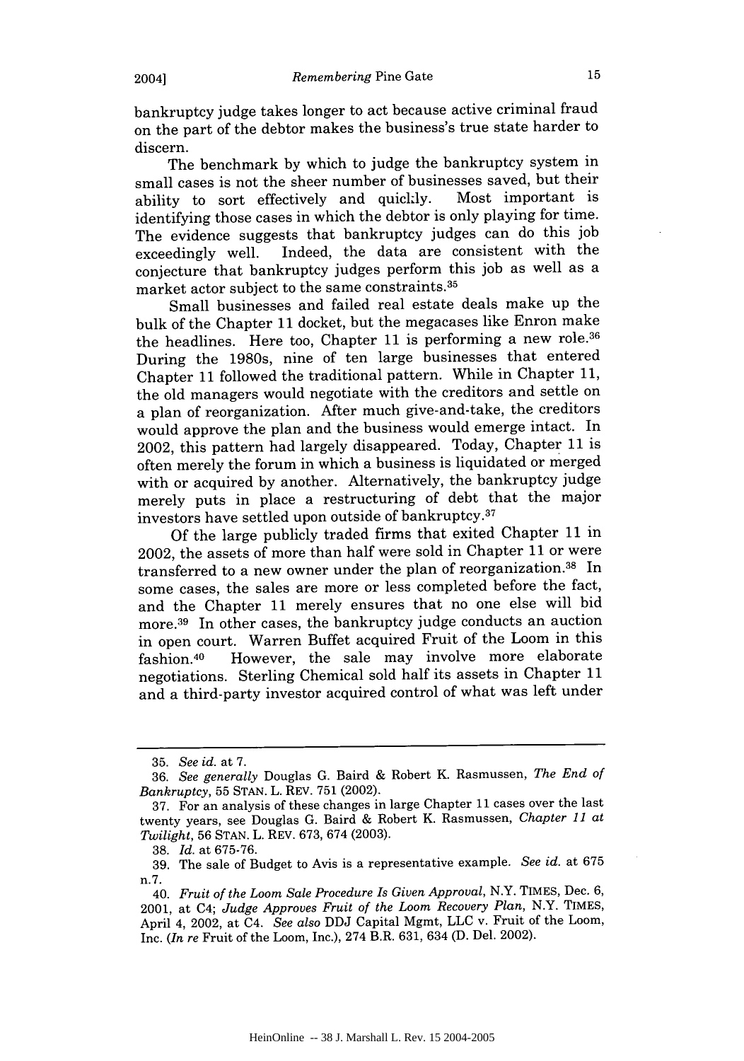bankruptcy judge takes longer to act because active criminal fraud on the part of the debtor makes the business's true state harder to discern.

The benchmark by which to judge the bankruptcy system in small cases is not the sheer number of businesses saved, but their ability to sort effectively and quickly. Most important is identifying those cases in which the debtor is only playing for time. The evidence suggests that bankruptcy judges can do this job exceedingly well. Indeed, the data are consistent with the conjecture that bankruptcy judges perform this job as well as a market actor subject to the same constraints.[35]

Small businesses and failed real estate deals make up the bulk of the Chapter 11 docket, but the megacases like Enron make the headlines. Here too, Chapter 11 is performing a new role.[36] During the 1980s, nine of ten large businesses that entered Chapter 11 followed the traditional pattern. While in Chapter 11, the old managers would negotiate with the creditors and settle on a plan of reorganization. After much give-and-take, the creditors would approve the plan and the business would emerge intact. In 2002, this pattern had largely disappeared. Today, Chapter 11 is often merely the forum in which a business is liquidated or merged with or acquired by another. Alternatively, the bankruptcy judge merely puts in place a restructuring of debt that the major investors have settled upon outside of bankruptcy.[37]

Of the large publicly traded firms that exited Chapter 11 in 2002, the assets of more than half were sold in Chapter 11 or were transferred to a new owner under the plan of reorganization.[38] In some cases, the sales are more or less completed before the fact, and the Chapter 11 merely ensures that no one else will bid more.[39] In other cases, the bankruptcy judge conducts an auction in open court. Warren Buffet acquired Fruit of the Loom in this fashion.[40] However, the sale may involve more elaborate negotiations. Sterling Chemical sold half its assets in Chapter 11 and a third-party investor acquired control of what was left under

---

35. *See id.* at 7.

36. *See generally* Douglas G. Baird & Robert K. Rasmussen, *The End of Bankruptcy*, 55 STAN. L. REV. 751 (2002).

37. For an analysis of these changes in large Chapter 11 cases over the last twenty years, see Douglas G. Baird & Robert K. Rasmussen, *Chapter 11 at Twilight*, 56 STAN. L. REV. 673, 674 (2003).

38. *Id.* at 675-76.

39. The sale of Budget to Avis is a representative example. *See id.* at 675 n.7.

40. *Fruit of the Loom Sale Procedure Is Given Approval*, N.Y. TIMES, Dec. 6, 2001, at C4; *Judge Approves Fruit of the Loom Recovery Plan*, N.Y. TIMES, April 4, 2002, at C4. *See also* DDJ Capital Mgmt, LLC v. Fruit of the Loom, Inc. (*In re* Fruit of the Loom, Inc.), 274 B.R. 631, 634 (D. Del. 2002).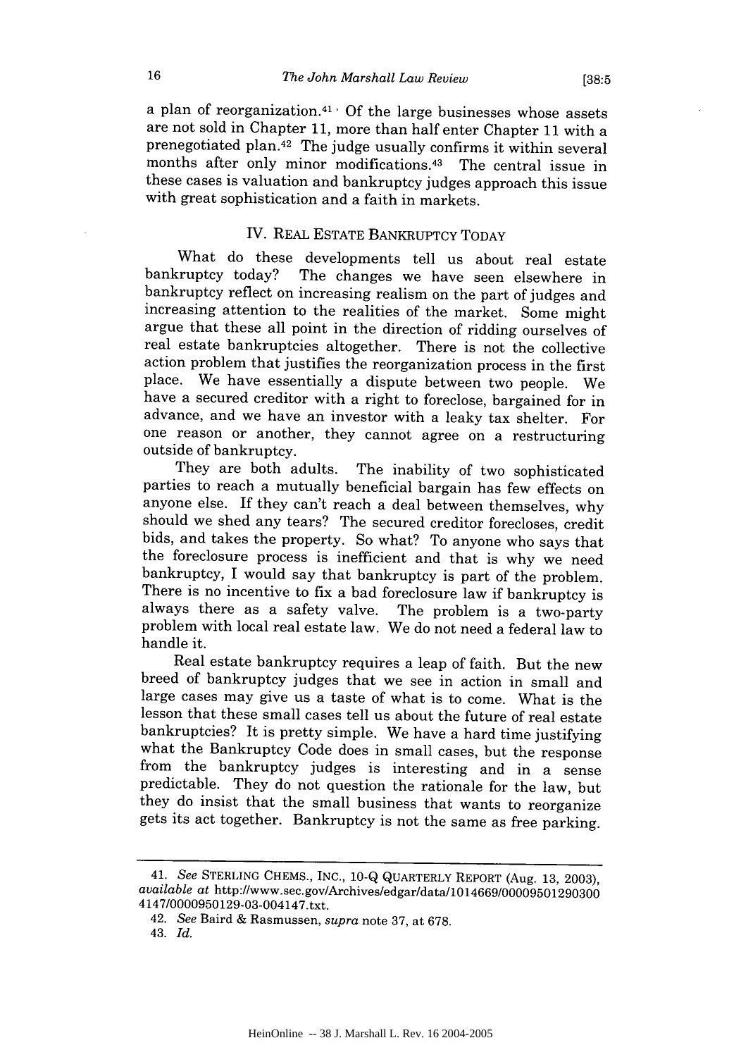a plan of reorganization.[41] Of the large businesses whose assets are not sold in Chapter 11, more than half enter Chapter 11 with a prenegotiated plan.[42] The judge usually confirms it within several months after only minor modifications.[43] The central issue in these cases is valuation and bankruptcy judges approach this issue with great sophistication and a faith in markets.

## IV. REAL ESTATE BANKRUPTCY TODAY

What do these developments tell us about real estate bankruptcy today? The changes we have seen elsewhere in bankruptcy reflect on increasing realism on the part of judges and increasing attention to the realities of the market. Some might argue that these all point in the direction of ridding ourselves of real estate bankruptcies altogether. There is not the collective action problem that justifies the reorganization process in the first place. We have essentially a dispute between two people. We have a secured creditor with a right to foreclose, bargained for in advance, and we have an investor with a leaky tax shelter. For one reason or another, they cannot agree on a restructuring outside of bankruptcy.

They are both adults. The inability of two sophisticated parties to reach a mutually beneficial bargain has few effects on anyone else. If they can't reach a deal between themselves, why should we shed any tears? The secured creditor forecloses, credit bids, and takes the property. So what? To anyone who says that the foreclosure process is inefficient and that is why we need bankruptcy, I would say that bankruptcy is part of the problem. There is no incentive to fix a bad foreclosure law if bankruptcy is always there as a safety valve. The problem is a two-party problem with local real estate law. We do not need a federal law to handle it.

Real estate bankruptcy requires a leap of faith. But the new breed of bankruptcy judges that we see in action in small and large cases may give us a taste of what is to come. What is the lesson that these small cases tell us about the future of real estate bankruptcies? It is pretty simple. We have a hard time justifying what the Bankruptcy Code does in small cases, but the response from the bankruptcy judges is interesting and in a sense predictable. They do not question the rationale for the law, but they do insist that the small business that wants to reorganize gets its act together. Bankruptcy is not the same as free parking.

---

41. *See* STERLING CHEMS., INC., 10-Q QUARTERLY REPORT (Aug. 13, 2003), *available at* http://www.sec.gov/Archives/edgar/data/1014669/000095012903004147/0000950129-03-004147.txt.

42. *See* Baird & Rasmussen, *supra* note 37, at 678.

43. *Id.*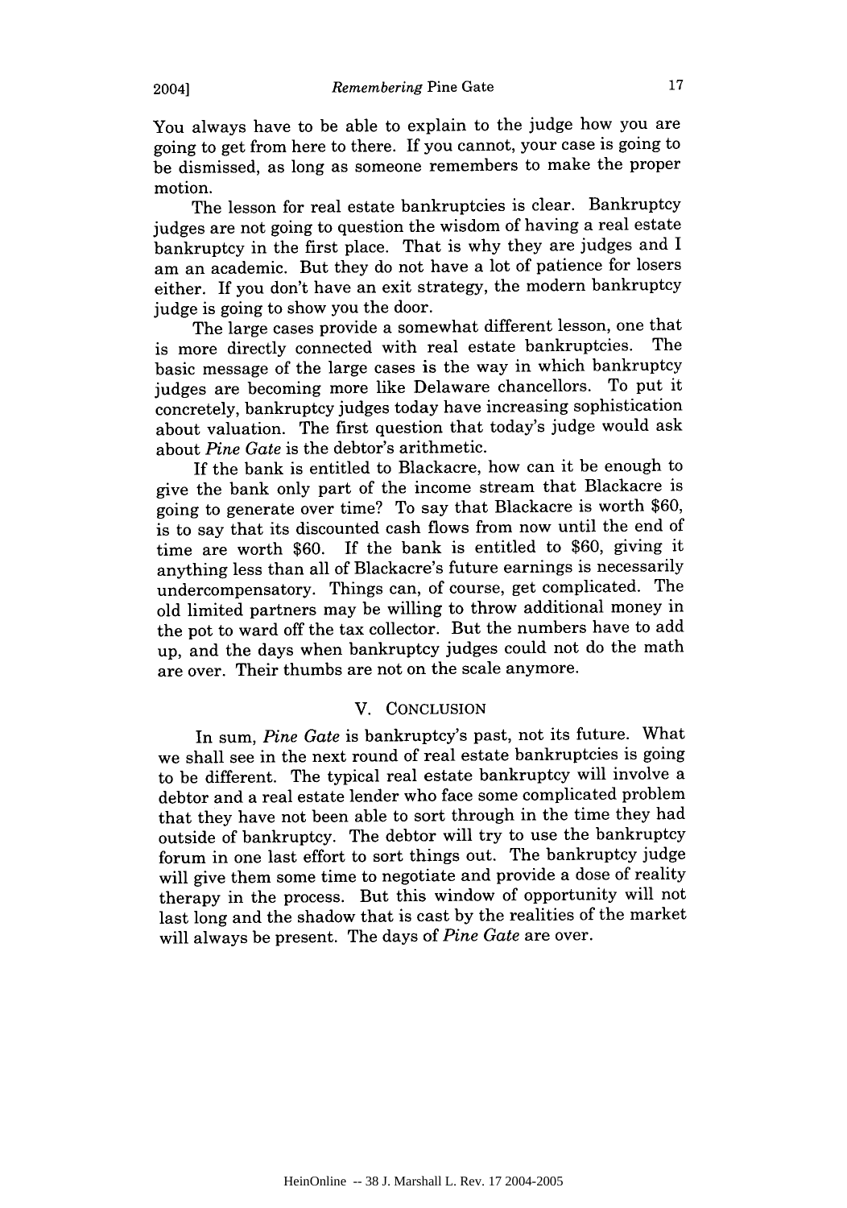You always have to be able to explain to the judge how you are going to get from here to there. If you cannot, your case is going to be dismissed, as long as someone remembers to make the proper motion.

The lesson for real estate bankruptcies is clear. Bankruptcy judges are not going to question the wisdom of having a real estate bankruptcy in the first place. That is why they are judges and I am an academic. But they do not have a lot of patience for losers either. If you don't have an exit strategy, the modern bankruptcy judge is going to show you the door.

The large cases provide a somewhat different lesson, one that is more directly connected with real estate bankruptcies. The basic message of the large cases is the way in which bankruptcy judges are becoming more like Delaware chancellors. To put it concretely, bankruptcy judges today have increasing sophistication about valuation. The first question that today's judge would ask about *Pine Gate* is the debtor's arithmetic.

If the bank is entitled to Blackacre, how can it be enough to give the bank only part of the income stream that Blackacre is going to generate over time? To say that Blackacre is worth $60, is to say that its discounted cash flows from now until the end of time are worth $60. If the bank is entitled to $60, giving it anything less than all of Blackacre's future earnings is necessarily undercompensatory. Things can, of course, get complicated. The old limited partners may be willing to throw additional money in the pot to ward off the tax collector. But the numbers have to add up, and the days when bankruptcy judges could not do the math are over. Their thumbs are not on the scale anymore.

## V. CONCLUSION

In sum, *Pine Gate* is bankruptcy's past, not its future. What we shall see in the next round of real estate bankruptcies is going to be different. The typical real estate bankruptcy will involve a debtor and a real estate lender who face some complicated problem that they have not been able to sort through in the time they had outside of bankruptcy. The debtor will try to use the bankruptcy forum in one last effort to sort things out. The bankruptcy judge will give them some time to negotiate and provide a dose of reality therapy in the process. But this window of opportunity will not last long and the shadow that is cast by the realities of the market will always be present. The days of *Pine Gate* are over.